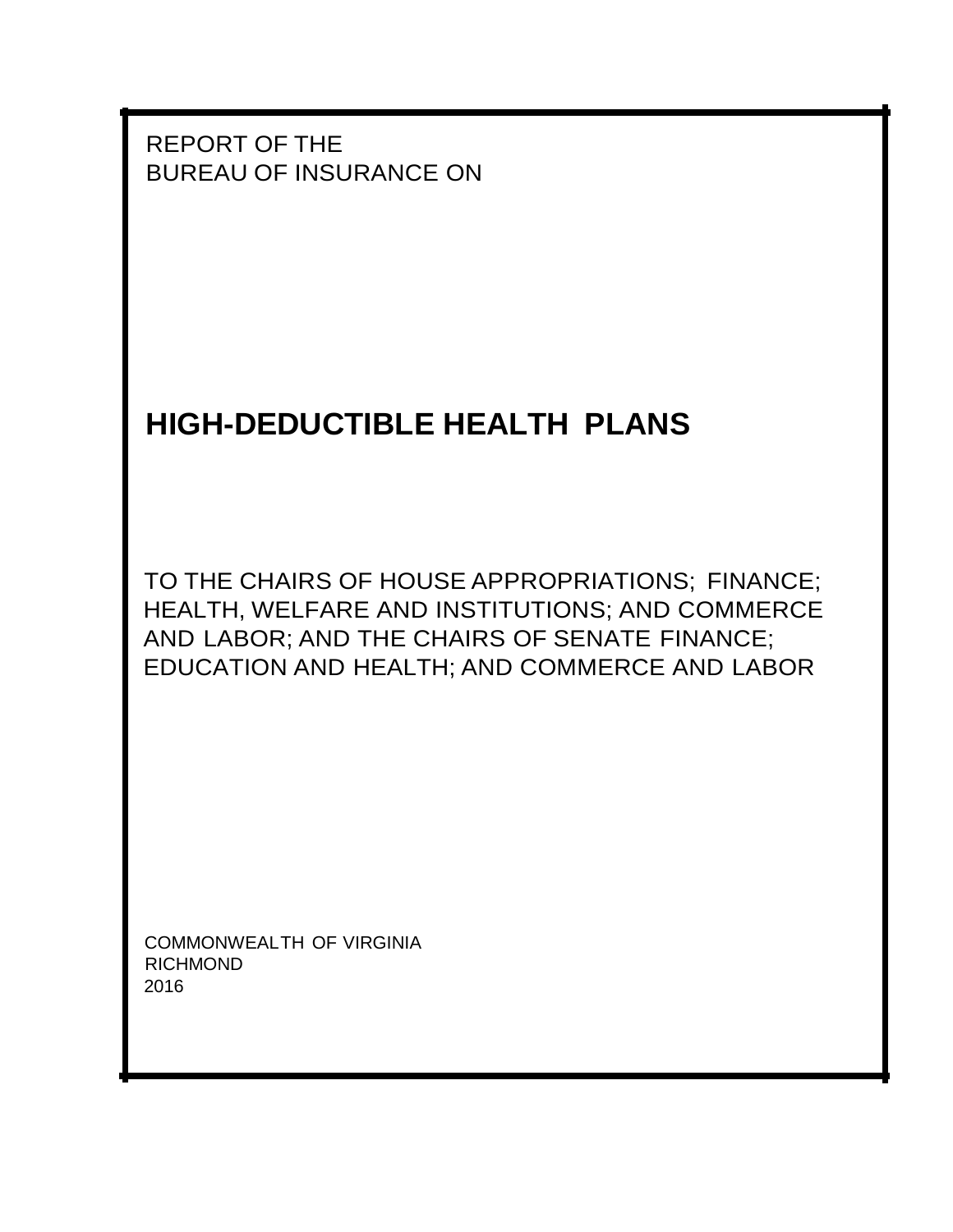REPORT OF THE
BUREAU OF INSURANCE ON

# HIGH-DEDUCTIBLE HEALTH PLANS

TO THE CHAIRS OF HOUSE APPROPRIATIONS; FINANCE; HEALTH, WELFARE AND INSTITUTIONS; AND COMMERCE AND LABOR; AND THE CHAIRS OF SENATE FINANCE; EDUCATION AND HEALTH; AND COMMERCE AND LABOR

COMMONWEALTH OF VIRGINIA
RICHMOND
2016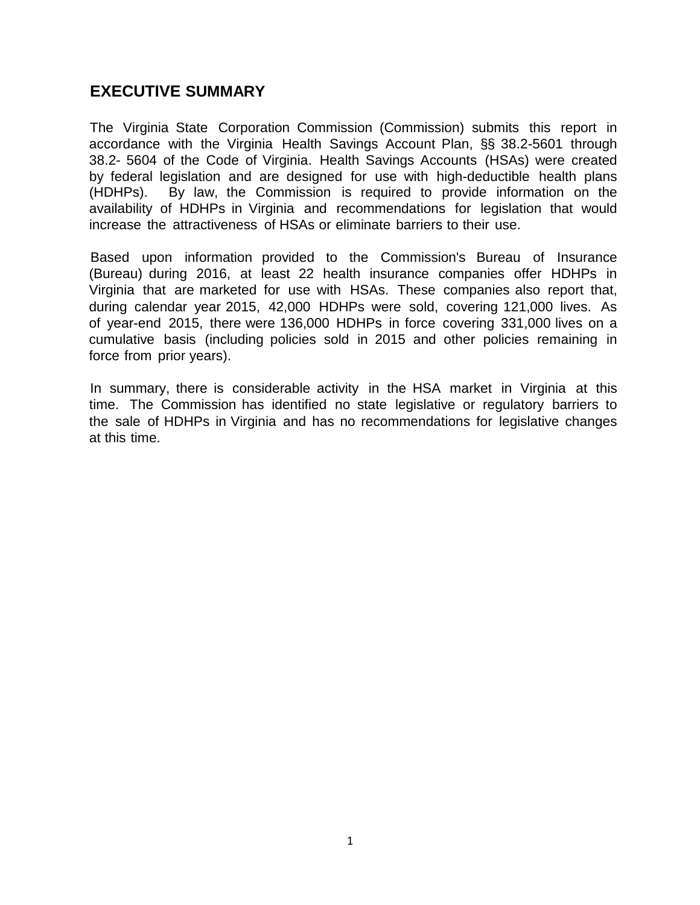## EXECUTIVE SUMMARY

The Virginia State Corporation Commission (Commission) submits this report in accordance with the Virginia Health Savings Account Plan, §§ 38.2-5601 through 38.2- 5604 of the Code of Virginia. Health Savings Accounts (HSAs) were created by federal legislation and are designed for use with high-deductible health plans (HDHPs). By law, the Commission is required to provide information on the availability of HDHPs in Virginia and recommendations for legislation that would increase the attractiveness of HSAs or eliminate barriers to their use.

Based upon information provided to the Commission's Bureau of Insurance (Bureau) during 2016, at least 22 health insurance companies offer HDHPs in Virginia that are marketed for use with HSAs. These companies also report that, during calendar year 2015, 42,000 HDHPs were sold, covering 121,000 lives. As of year-end 2015, there were 136,000 HDHPs in force covering 331,000 lives on a cumulative basis (including policies sold in 2015 and other policies remaining in force from prior years).

In summary, there is considerable activity in the HSA market in Virginia at this time. The Commission has identified no state legislative or regulatory barriers to the sale of HDHPs in Virginia and has no recommendations for legislative changes at this time.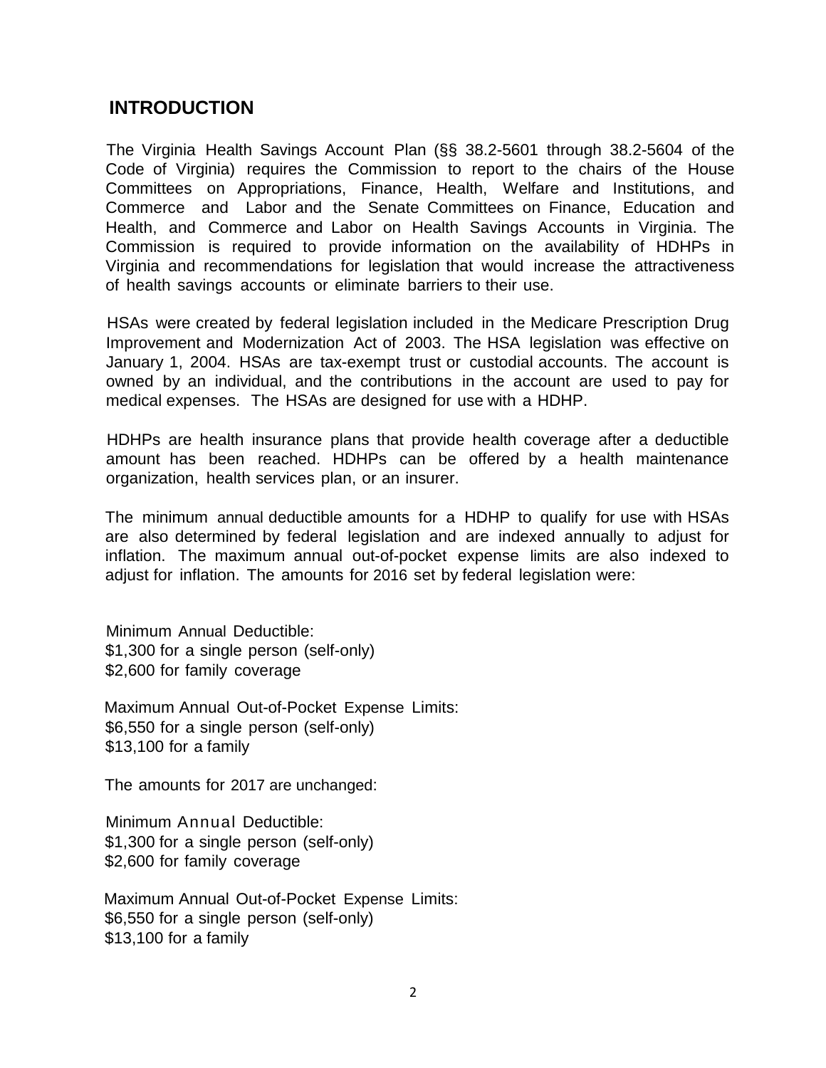## INTRODUCTION

The Virginia Health Savings Account Plan (§§ 38.2-5601 through 38.2-5604 of the Code of Virginia) requires the Commission to report to the chairs of the House Committees on Appropriations, Finance, Health, Welfare and Institutions, and Commerce and Labor and the Senate Committees on Finance, Education and Health, and Commerce and Labor on Health Savings Accounts in Virginia. The Commission is required to provide information on the availability of HDHPs in Virginia and recommendations for legislation that would increase the attractiveness of health savings accounts or eliminate barriers to their use.

HSAs were created by federal legislation included in the Medicare Prescription Drug Improvement and Modernization Act of 2003. The HSA legislation was effective on January 1, 2004. HSAs are tax-exempt trust or custodial accounts. The account is owned by an individual, and the contributions in the account are used to pay for medical expenses. The HSAs are designed for use with a HDHP.

HDHPs are health insurance plans that provide health coverage after a deductible amount has been reached. HDHPs can be offered by a health maintenance organization, health services plan, or an insurer.

The minimum annual deductible amounts for a HDHP to qualify for use with HSAs are also determined by federal legislation and are indexed annually to adjust for inflation. The maximum annual out-of-pocket expense limits are also indexed to adjust for inflation. The amounts for 2016 set by federal legislation were:

Minimum Annual Deductible:
$1,300 for a single person (self-only)
$2,600 for family coverage

Maximum Annual Out-of-Pocket Expense Limits:
$6,550 for a single person (self-only)
$13,100 for a family

The amounts for 2017 are unchanged:

Minimum Annual Deductible:
$1,300 for a single person (self-only)
$2,600 for family coverage

Maximum Annual Out-of-Pocket Expense Limits:
$6,550 for a single person (self-only)
$13,100 for a family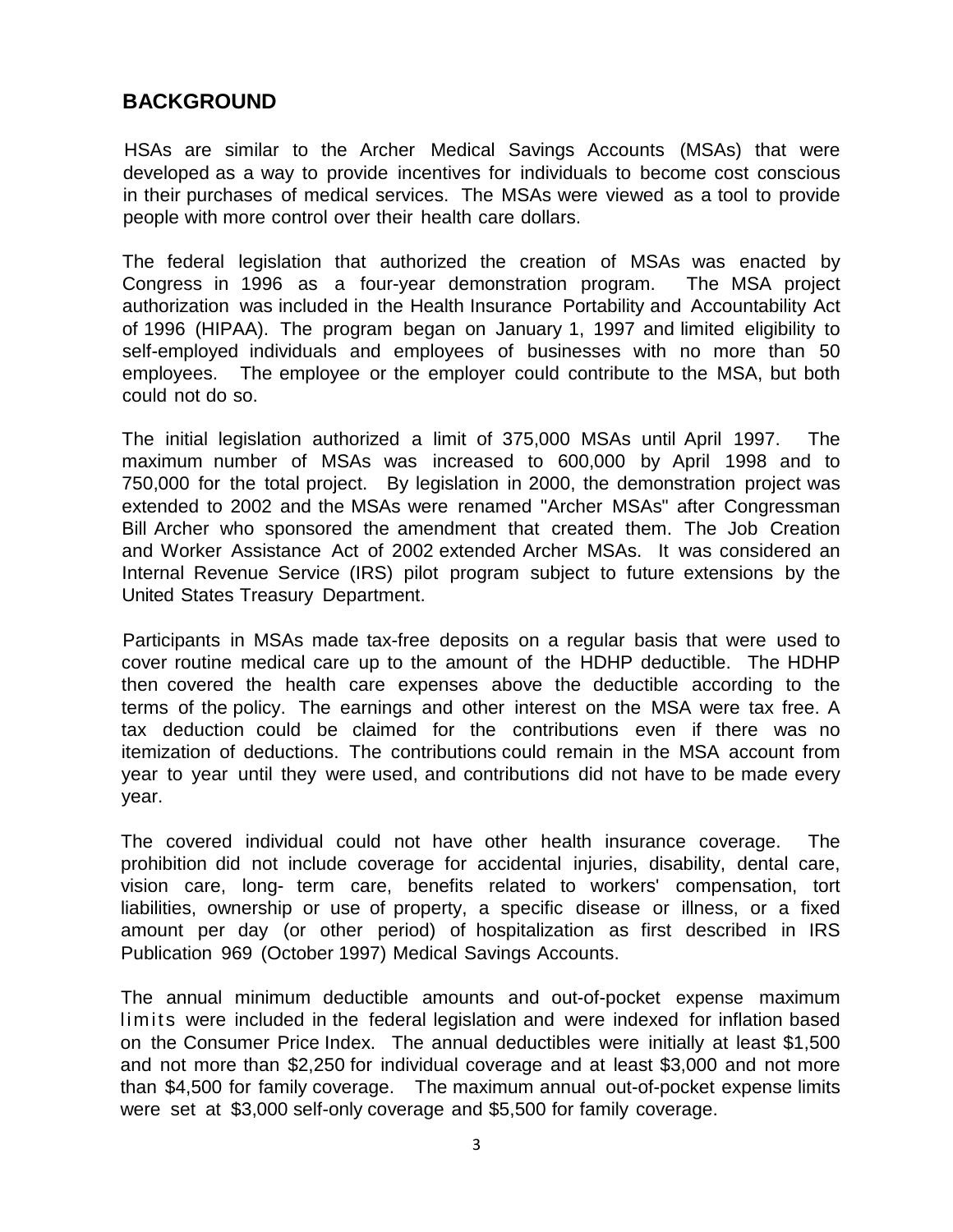## BACKGROUND

HSAs are similar to the Archer Medical Savings Accounts (MSAs) that were developed as a way to provide incentives for individuals to become cost conscious in their purchases of medical services. The MSAs were viewed as a tool to provide people with more control over their health care dollars.

The federal legislation that authorized the creation of MSAs was enacted by Congress in 1996 as a four-year demonstration program. The MSA project authorization was included in the Health Insurance Portability and Accountability Act of 1996 (HIPAA). The program began on January 1, 1997 and limited eligibility to self-employed individuals and employees of businesses with no more than 50 employees. The employee or the employer could contribute to the MSA, but both could not do so.

The initial legislation authorized a limit of 375,000 MSAs until April 1997. The maximum number of MSAs was increased to 600,000 by April 1998 and to 750,000 for the total project. By legislation in 2000, the demonstration project was extended to 2002 and the MSAs were renamed "Archer MSAs" after Congressman Bill Archer who sponsored the amendment that created them. The Job Creation and Worker Assistance Act of 2002 extended Archer MSAs. It was considered an Internal Revenue Service (IRS) pilot program subject to future extensions by the United States Treasury Department.

Participants in MSAs made tax-free deposits on a regular basis that were used to cover routine medical care up to the amount of the HDHP deductible. The HDHP then covered the health care expenses above the deductible according to the terms of the policy. The earnings and other interest on the MSA were tax free. A tax deduction could be claimed for the contributions even if there was no itemization of deductions. The contributions could remain in the MSA account from year to year until they were used, and contributions did not have to be made every year.

The covered individual could not have other health insurance coverage. The prohibition did not include coverage for accidental injuries, disability, dental care, vision care, long- term care, benefits related to workers' compensation, tort liabilities, ownership or use of property, a specific disease or illness, or a fixed amount per day (or other period) of hospitalization as first described in IRS Publication 969 (October 1997) Medical Savings Accounts.

The annual minimum deductible amounts and out-of-pocket expense maximum limits were included in the federal legislation and were indexed for inflation based on the Consumer Price Index. The annual deductibles were initially at least $1,500 and not more than $2,250 for individual coverage and at least $3,000 and not more than $4,500 for family coverage. The maximum annual out-of-pocket expense limits were set at $3,000 self-only coverage and $5,500 for family coverage.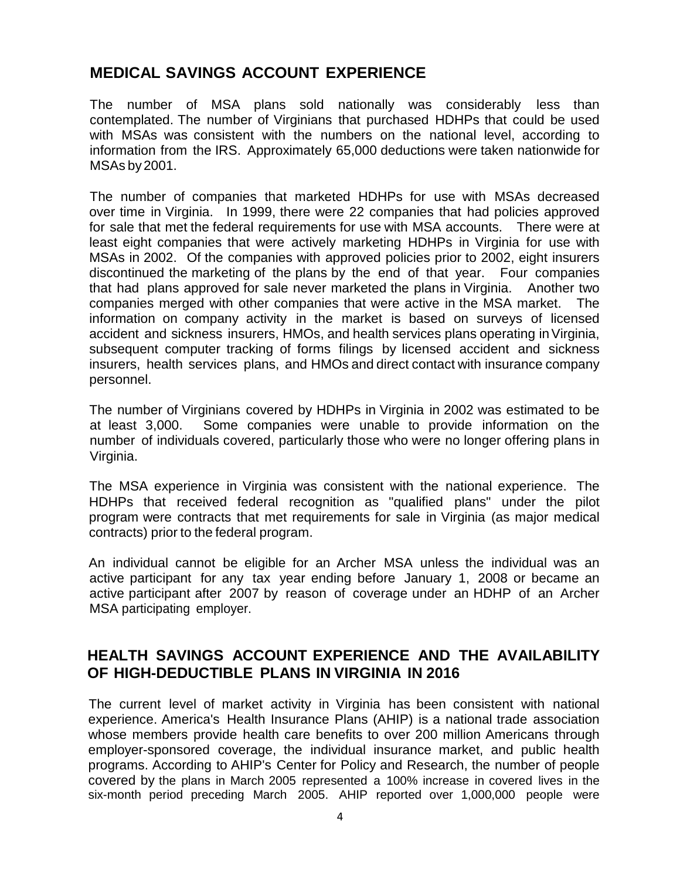## MEDICAL SAVINGS ACCOUNT EXPERIENCE

The number of MSA plans sold nationally was considerably less than contemplated. The number of Virginians that purchased HDHPs that could be used with MSAs was consistent with the numbers on the national level, according to information from the IRS. Approximately 65,000 deductions were taken nationwide for MSAs by 2001.

The number of companies that marketed HDHPs for use with MSAs decreased over time in Virginia. In 1999, there were 22 companies that had policies approved for sale that met the federal requirements for use with MSA accounts. There were at least eight companies that were actively marketing HDHPs in Virginia for use with MSAs in 2002. Of the companies with approved policies prior to 2002, eight insurers discontinued the marketing of the plans by the end of that year. Four companies that had plans approved for sale never marketed the plans in Virginia. Another two companies merged with other companies that were active in the MSA market. The information on company activity in the market is based on surveys of licensed accident and sickness insurers, HMOs, and health services plans operating in Virginia, subsequent computer tracking of forms filings by licensed accident and sickness insurers, health services plans, and HMOs and direct contact with insurance company personnel.

The number of Virginians covered by HDHPs in Virginia in 2002 was estimated to be at least 3,000. Some companies were unable to provide information on the number of individuals covered, particularly those who were no longer offering plans in Virginia.

The MSA experience in Virginia was consistent with the national experience. The HDHPs that received federal recognition as "qualified plans" under the pilot program were contracts that met requirements for sale in Virginia (as major medical contracts) prior to the federal program.

An individual cannot be eligible for an Archer MSA unless the individual was an active participant for any tax year ending before January 1, 2008 or became an active participant after 2007 by reason of coverage under an HDHP of an Archer MSA participating employer.

## HEALTH SAVINGS ACCOUNT EXPERIENCE AND THE AVAILABILITY OF HIGH-DEDUCTIBLE PLANS IN VIRGINIA IN 2016

The current level of market activity in Virginia has been consistent with national experience. America's Health Insurance Plans (AHIP) is a national trade association whose members provide health care benefits to over 200 million Americans through employer-sponsored coverage, the individual insurance market, and public health programs. According to AHIP's Center for Policy and Research, the number of people covered by the plans in March 2005 represented a 100% increase in covered lives in the six-month period preceding March 2005. AHIP reported over 1,000,000 people were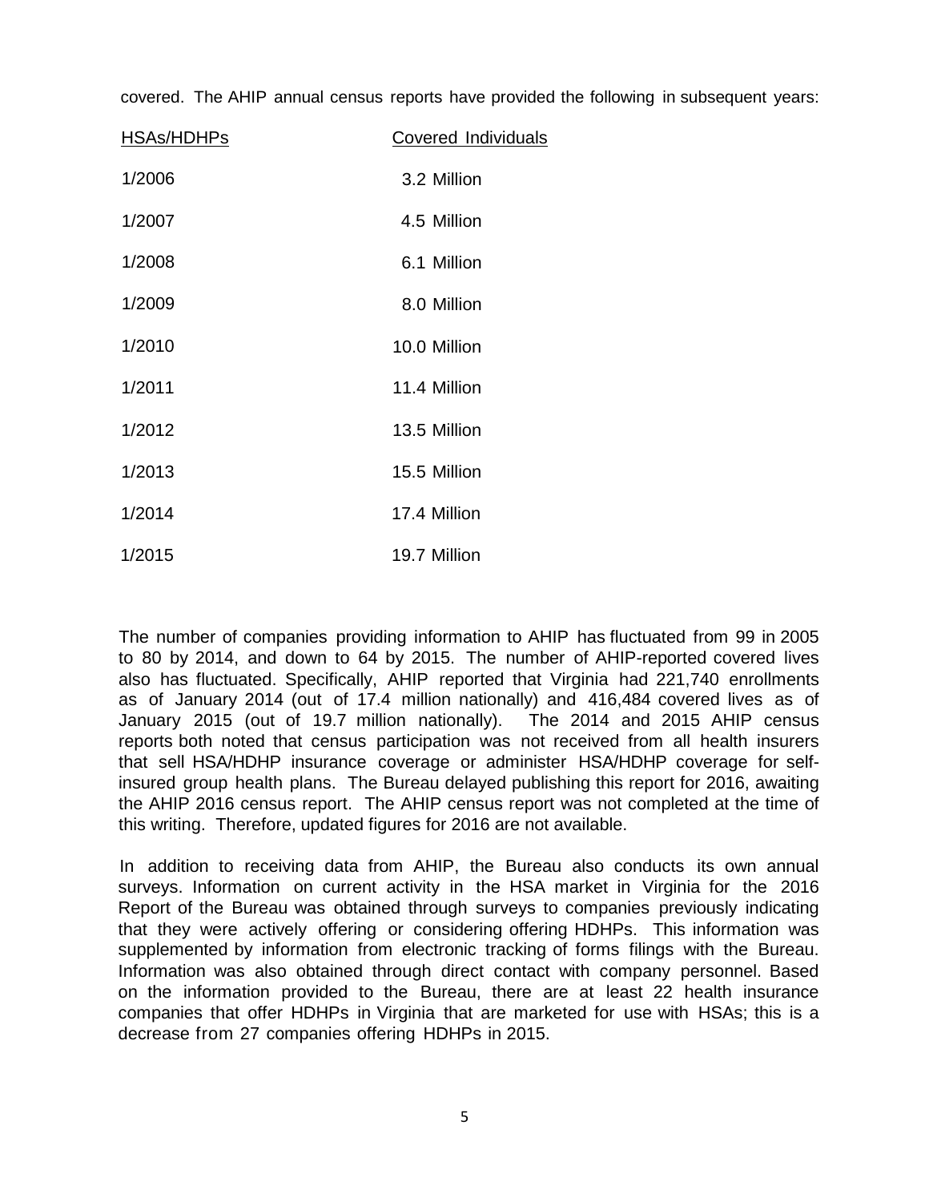covered. The AHIP annual census reports have provided the following in subsequent years:

| HSAs/HDHPs | Covered Individuals |
|---|---|
| 1/2006 | 3.2 Million |
| 1/2007 | 4.5 Million |
| 1/2008 | 6.1 Million |
| 1/2009 | 8.0 Million |
| 1/2010 | 10.0 Million |
| 1/2011 | 11.4 Million |
| 1/2012 | 13.5 Million |
| 1/2013 | 15.5 Million |
| 1/2014 | 17.4 Million |
| 1/2015 | 19.7 Million |

The number of companies providing information to AHIP has fluctuated from 99 in 2005 to 80 by 2014, and down to 64 by 2015. The number of AHIP-reported covered lives also has fluctuated. Specifically, AHIP reported that Virginia had 221,740 enrollments as of January 2014 (out of 17.4 million nationally) and 416,484 covered lives as of January 2015 (out of 19.7 million nationally). The 2014 and 2015 AHIP census reports both noted that census participation was not received from all health insurers that sell HSA/HDHP insurance coverage or administer HSA/HDHP coverage for self-insured group health plans. The Bureau delayed publishing this report for 2016, awaiting the AHIP 2016 census report. The AHIP census report was not completed at the time of this writing. Therefore, updated figures for 2016 are not available.

In addition to receiving data from AHIP, the Bureau also conducts its own annual surveys. Information on current activity in the HSA market in Virginia for the 2016 Report of the Bureau was obtained through surveys to companies previously indicating that they were actively offering or considering offering HDHPs. This information was supplemented by information from electronic tracking of forms filings with the Bureau. Information was also obtained through direct contact with company personnel. Based on the information provided to the Bureau, there are at least 22 health insurance companies that offer HDHPs in Virginia that are marketed for use with HSAs; this is a decrease from 27 companies offering HDHPs in 2015.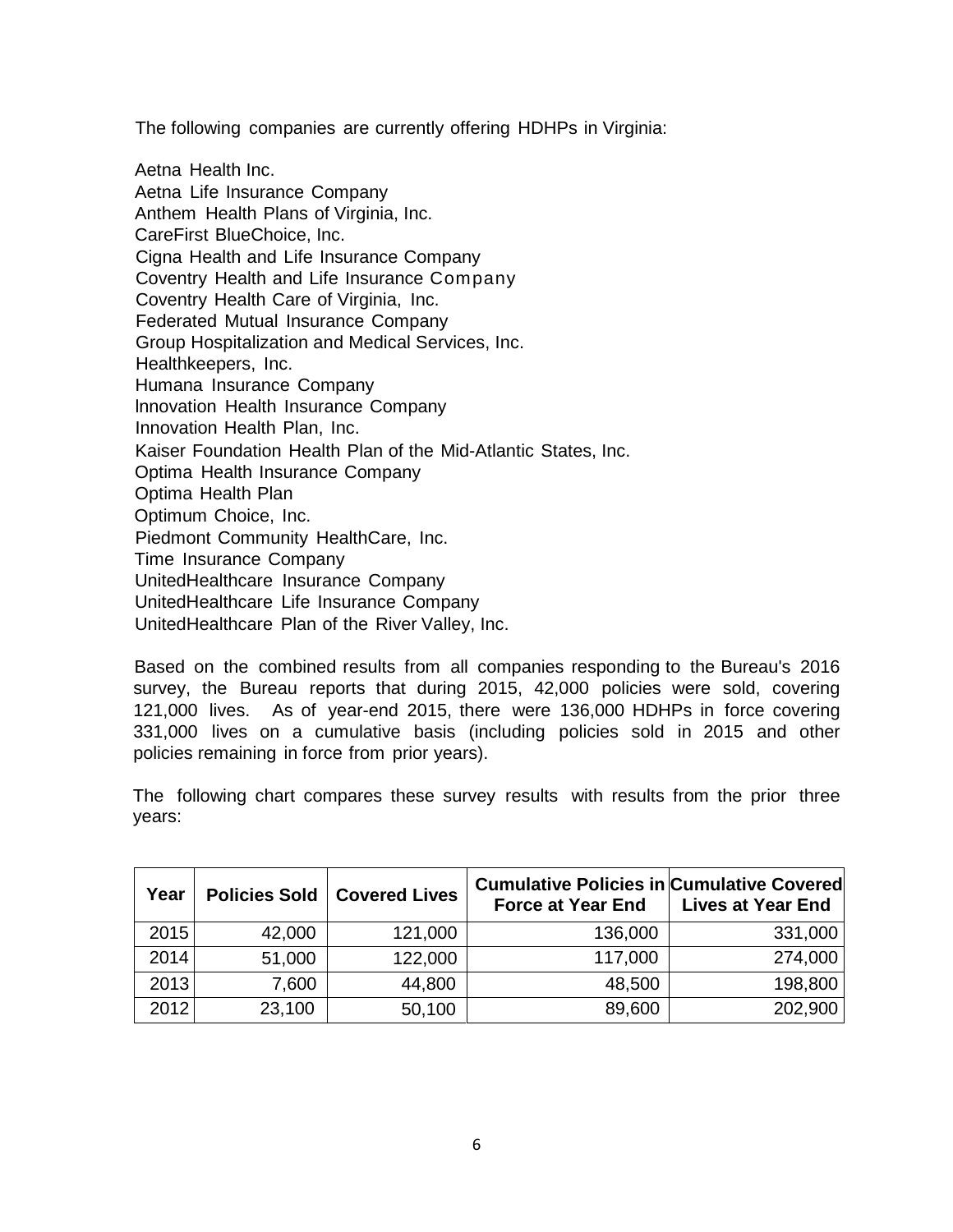The following companies are currently offering HDHPs in Virginia:

Aetna Health Inc.
Aetna Life Insurance Company
Anthem Health Plans of Virginia, Inc.
CareFirst BlueChoice, Inc.
Cigna Health and Life Insurance Company
Coventry Health and Life Insurance Company
Coventry Health Care of Virginia, Inc.
Federated Mutual Insurance Company
Group Hospitalization and Medical Services, Inc.
Healthkeepers, Inc.
Humana Insurance Company
lnnovation Health Insurance Company
Innovation Health Plan, Inc.
Kaiser Foundation Health Plan of the Mid-Atlantic States, Inc.
Optima Health Insurance Company
Optima Health Plan
Optimum Choice, Inc.
Piedmont Community HealthCare, Inc.
Time Insurance Company
UnitedHealthcare Insurance Company
UnitedHealthcare Life Insurance Company
UnitedHealthcare Plan of the River Valley, Inc.

Based on the combined results from all companies responding to the Bureau's 2016 survey, the Bureau reports that during 2015, 42,000 policies were sold, covering 121,000 lives. As of year-end 2015, there were 136,000 HDHPs in force covering 331,000 lives on a cumulative basis (including policies sold in 2015 and other policies remaining in force from prior years).

The following chart compares these survey results with results from the prior three years:

| Year | Policies Sold | Covered Lives | Cumulative Policies in Force at Year End | Cumulative Covered Lives at Year End |
|---|---|---|---|---|
| 2015 | 42,000 | 121,000 | 136,000 | 331,000 |
| 2014 | 51,000 | 122,000 | 117,000 | 274,000 |
| 2013 | 7,600 | 44,800 | 48,500 | 198,800 |
| 2012 | 23,100 | 50,100 | 89,600 | 202,900 |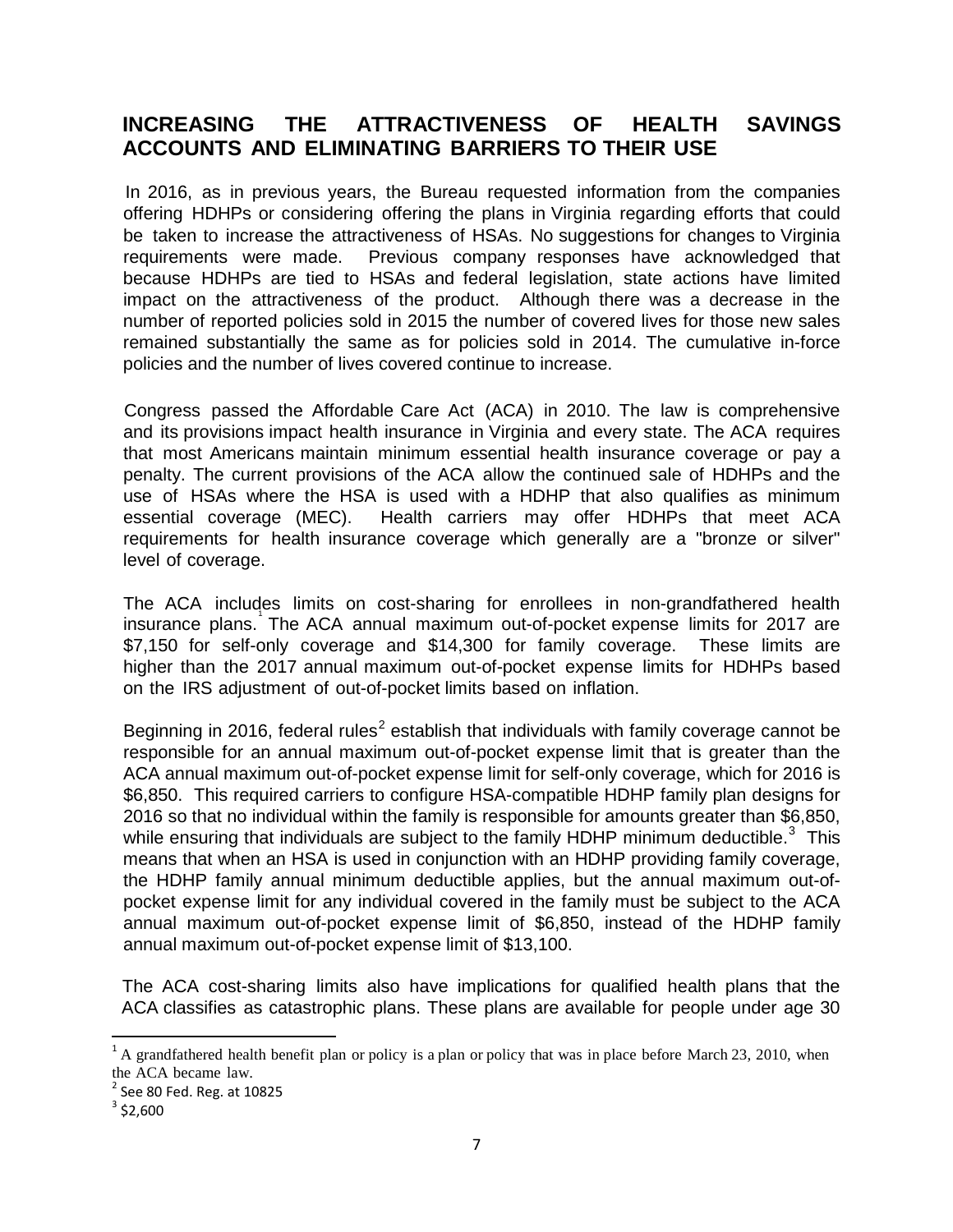## INCREASING THE ATTRACTIVENESS OF HEALTH SAVINGS ACCOUNTS AND ELIMINATING BARRIERS TO THEIR USE

In 2016, as in previous years, the Bureau requested information from the companies offering HDHPs or considering offering the plans in Virginia regarding efforts that could be taken to increase the attractiveness of HSAs. No suggestions for changes to Virginia requirements were made. Previous company responses have acknowledged that because HDHPs are tied to HSAs and federal legislation, state actions have limited impact on the attractiveness of the product. Although there was a decrease in the number of reported policies sold in 2015 the number of covered lives for those new sales remained substantially the same as for policies sold in 2014. The cumulative in-force policies and the number of lives covered continue to increase.

Congress passed the Affordable Care Act (ACA) in 2010. The law is comprehensive and its provisions impact health insurance in Virginia and every state. The ACA requires that most Americans maintain minimum essential health insurance coverage or pay a penalty. The current provisions of the ACA allow the continued sale of HDHPs and the use of HSAs where the HSA is used with a HDHP that also qualifies as minimum essential coverage (MEC). Health carriers may offer HDHPs that meet ACA requirements for health insurance coverage which generally are a "bronze or silver" level of coverage.

The ACA includes limits on cost-sharing for enrollees in non-grandfathered health insurance plans.[1] The ACA annual maximum out-of-pocket expense limits for 2017 are $7,150 for self-only coverage and $14,300 for family coverage. These limits are higher than the 2017 annual maximum out-of-pocket expense limits for HDHPs based on the IRS adjustment of out-of-pocket limits based on inflation.

Beginning in 2016, federal rules[2] establish that individuals with family coverage cannot be responsible for an annual maximum out-of-pocket expense limit that is greater than the ACA annual maximum out-of-pocket expense limit for self-only coverage, which for 2016 is $6,850. This required carriers to configure HSA-compatible HDHP family plan designs for 2016 so that no individual within the family is responsible for amounts greater than $6,850, while ensuring that individuals are subject to the family HDHP minimum deductible.[3] This means that when an HSA is used in conjunction with an HDHP providing family coverage, the HDHP family annual minimum deductible applies, but the annual maximum out-of-pocket expense limit for any individual covered in the family must be subject to the ACA annual maximum out-of-pocket expense limit of $6,850, instead of the HDHP family annual maximum out-of-pocket expense limit of $13,100.

The ACA cost-sharing limits also have implications for qualified health plans that the ACA classifies as catastrophic plans. These plans are available for people under age 30

---

[1] A grandfathered health benefit plan or policy is a plan or policy that was in place before March 23, 2010, when the ACA became law.

[2] See 80 Fed. Reg. at 10825

[3] $2,600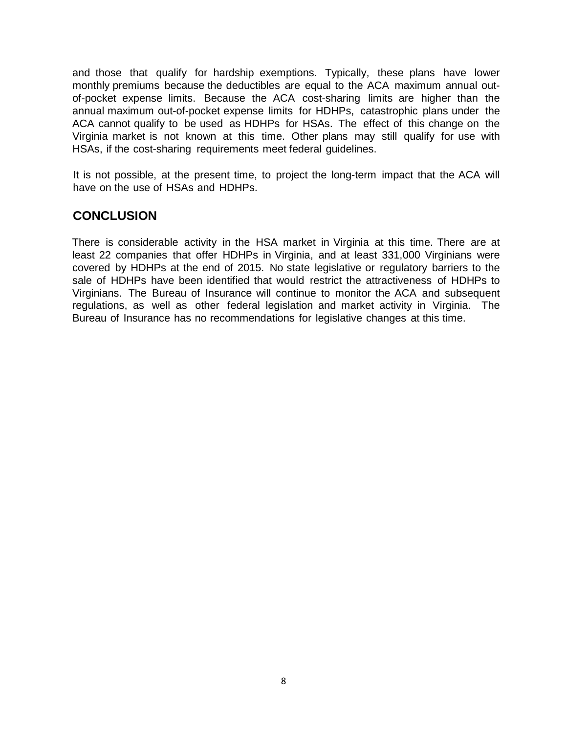and those that qualify for hardship exemptions. Typically, these plans have lower monthly premiums because the deductibles are equal to the ACA maximum annual out-of-pocket expense limits. Because the ACA cost-sharing limits are higher than the annual maximum out-of-pocket expense limits for HDHPs, catastrophic plans under the ACA cannot qualify to be used as HDHPs for HSAs. The effect of this change on the Virginia market is not known at this time. Other plans may still qualify for use with HSAs, if the cost-sharing requirements meet federal guidelines.

It is not possible, at the present time, to project the long-term impact that the ACA will have on the use of HSAs and HDHPs.

## CONCLUSION

There is considerable activity in the HSA market in Virginia at this time. There are at least 22 companies that offer HDHPs in Virginia, and at least 331,000 Virginians were covered by HDHPs at the end of 2015. No state legislative or regulatory barriers to the sale of HDHPs have been identified that would restrict the attractiveness of HDHPs to Virginians. The Bureau of Insurance will continue to monitor the ACA and subsequent regulations, as well as other federal legislation and market activity in Virginia. The Bureau of Insurance has no recommendations for legislative changes at this time.